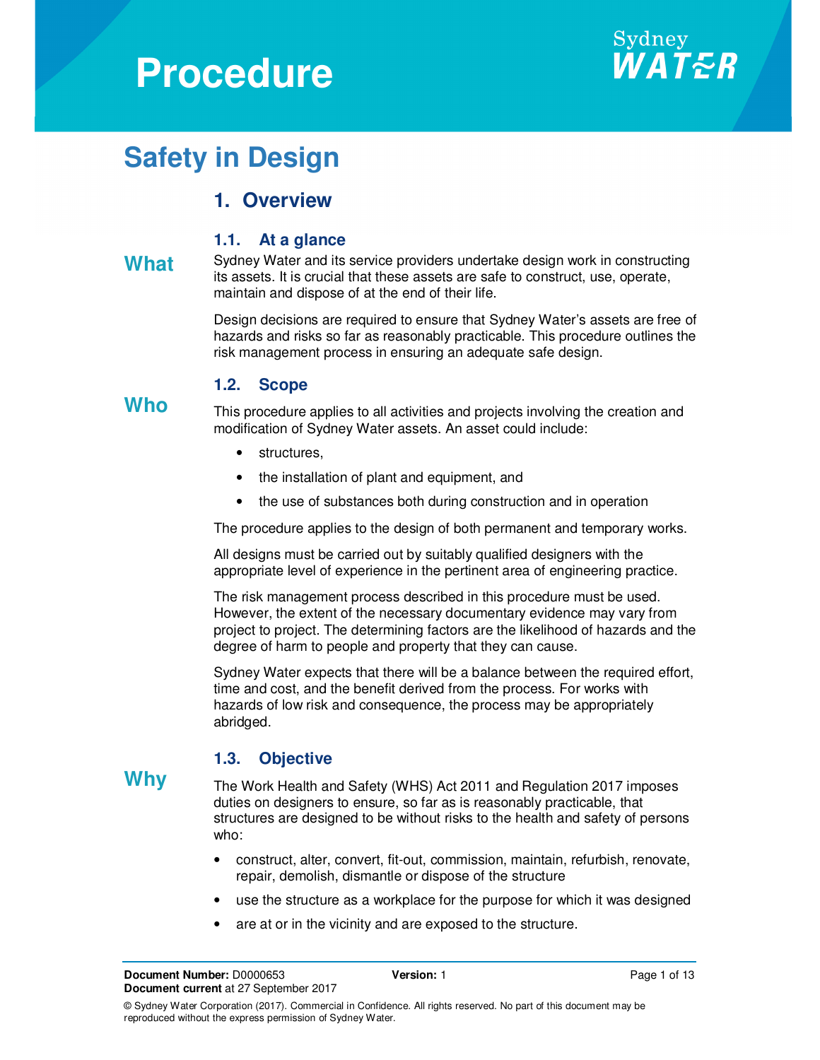# Procedure

# Safety in Design

## 1. Overview

### 1.1. At a glance

**What**

Sydney Water and its service providers undertake design work in constructing its assets. It is crucial that these assets are safe to construct, use, operate, maintain and dispose of at the end of their life.

Design decisions are required to ensure that Sydney Water's assets are free of hazards and risks so far as reasonably practicable. This procedure outlines the risk management process in ensuring an adequate safe design.

### 1.2. Scope

**Who**

This procedure applies to all activities and projects involving the creation and modification of Sydney Water assets. An asset could include:

- structures,
- the installation of plant and equipment, and
- the use of substances both during construction and in operation

The procedure applies to the design of both permanent and temporary works.

All designs must be carried out by suitably qualified designers with the appropriate level of experience in the pertinent area of engineering practice.

The risk management process described in this procedure must be used. However, the extent of the necessary documentary evidence may vary from project to project. The determining factors are the likelihood of hazards and the degree of harm to people and property that they can cause.

Sydney Water expects that there will be a balance between the required effort, time and cost, and the benefit derived from the process. For works with hazards of low risk and consequence, the process may be appropriately abridged.

### 1.3. Objective

**Why**

The Work Health and Safety (WHS) Act 2011 and Regulation 2017 imposes duties on designers to ensure, so far as is reasonably practicable, that structures are designed to be without risks to the health and safety of persons who:

- construct, alter, convert, fit-out, commission, maintain, refurbish, renovate, repair, demolish, dismantle or dispose of the structure
- use the structure as a workplace for the purpose for which it was designed
- are at or in the vicinity and are exposed to the structure.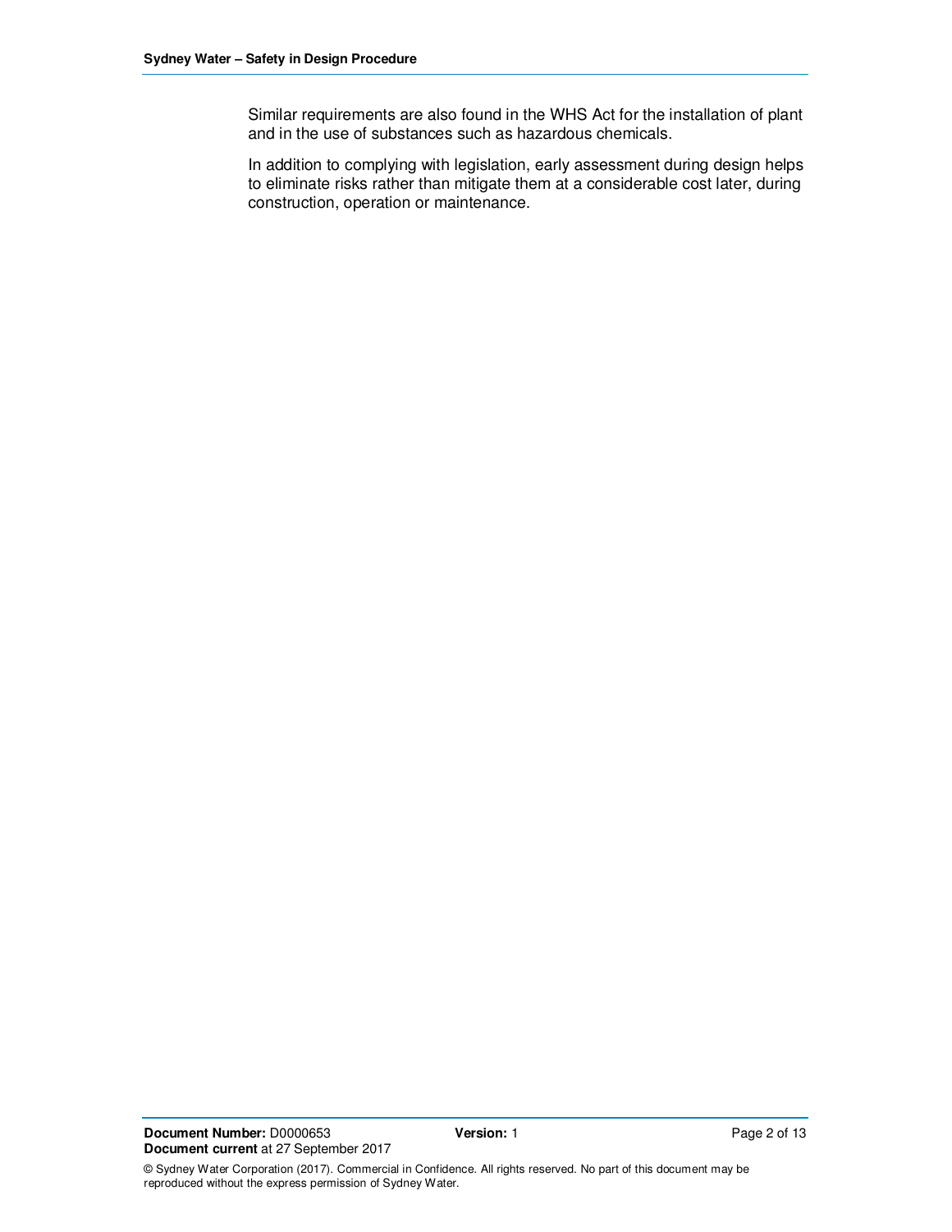Similar requirements are also found in the WHS Act for the installation of plant and in the use of substances such as hazardous chemicals.

In addition to complying with legislation, early assessment during design helps to eliminate risks rather than mitigate them at a considerable cost later, during construction, operation or maintenance.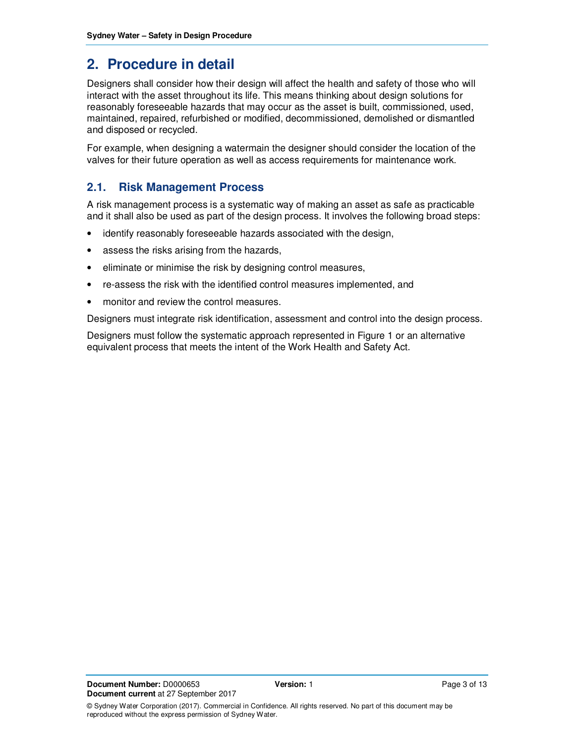# 2. Procedure in detail

Designers shall consider how their design will affect the health and safety of those who will interact with the asset throughout its life. This means thinking about design solutions for reasonably foreseeable hazards that may occur as the asset is built, commissioned, used, maintained, repaired, refurbished or modified, decommissioned, demolished or dismantled and disposed or recycled.

For example, when designing a watermain the designer should consider the location of the valves for their future operation as well as access requirements for maintenance work.

## 2.1. Risk Management Process

A risk management process is a systematic way of making an asset as safe as practicable and it shall also be used as part of the design process. It involves the following broad steps:

- identify reasonably foreseeable hazards associated with the design,
- assess the risks arising from the hazards,
- eliminate or minimise the risk by designing control measures,
- re-assess the risk with the identified control measures implemented, and
- monitor and review the control measures.

Designers must integrate risk identification, assessment and control into the design process.

Designers must follow the systematic approach represented in Figure 1 or an alternative equivalent process that meets the intent of the Work Health and Safety Act.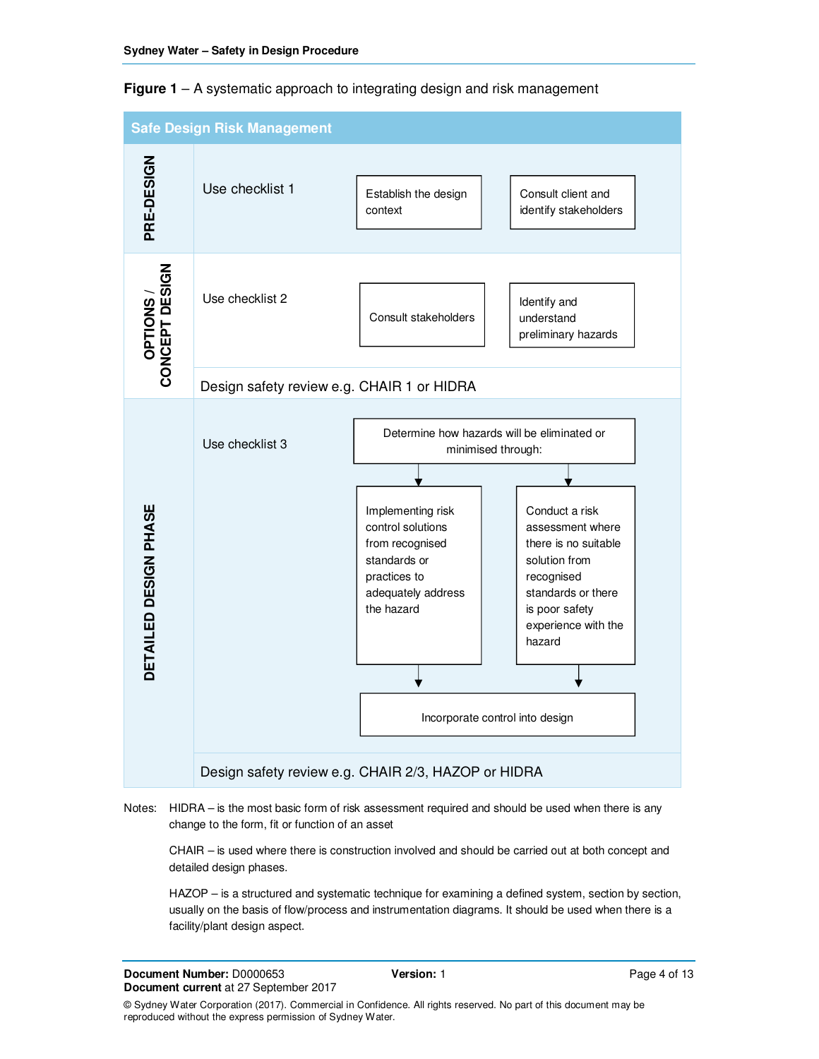**Figure 1** – A systematic approach to integrating design and risk management

**Safe Design Risk Management**

| Phase | Checklist | Activities | |
|---|---|---|---|
| **PRE-DESIGN** | Use checklist 1 | Establish the design context | Consult client and identify stakeholders |
| **OPTIONS / CONCEPT DESIGN** | Use checklist 2 | Consult stakeholders | Identify and understand preliminary hazards |
| | Design safety review e.g. CHAIR 1 or HIDRA | | |
| **DETAILED DESIGN PHASE** | Use checklist 3 | Determine how hazards will be eliminated or minimised through: | |
| | | Implementing risk control solutions from recognised standards or practices to adequately address the hazard | Conduct a risk assessment where there is no suitable solution from recognised standards or there is poor safety experience with the hazard |
| | | Incorporate control into design | |
| | Design safety review e.g. CHAIR 2/3, HAZOP or HIDRA | | |

Notes: HIDRA – is the most basic form of risk assessment required and should be used when there is any change to the form, fit or function of an asset

CHAIR – is used where there is construction involved and should be carried out at both concept and detailed design phases.

HAZOP – is a structured and systematic technique for examining a defined system, section by section, usually on the basis of flow/process and instrumentation diagrams. It should be used when there is a facility/plant design aspect.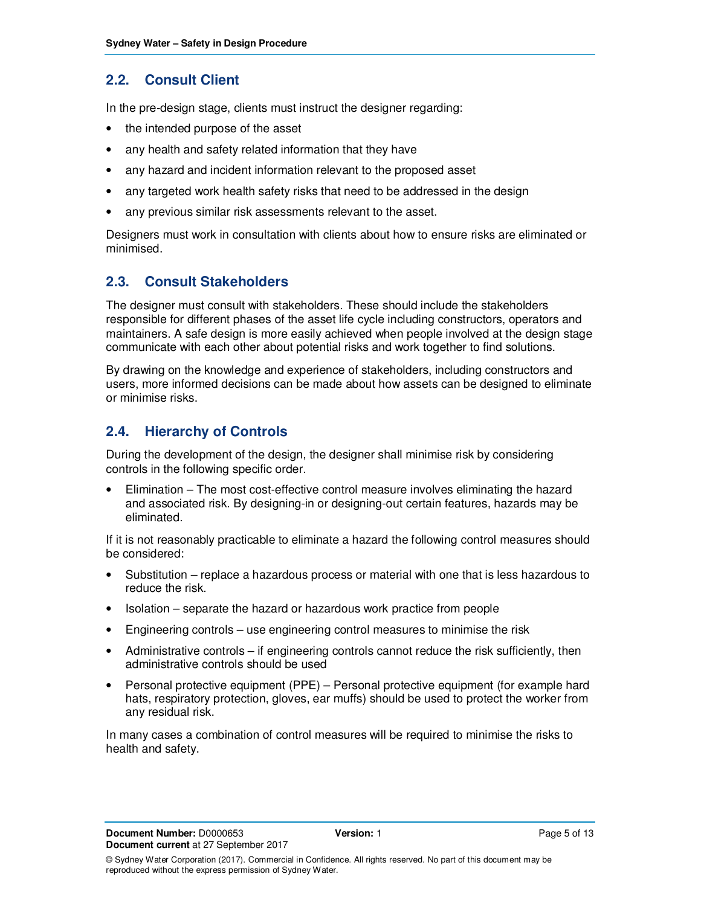## 2.2. Consult Client

In the pre-design stage, clients must instruct the designer regarding:

- the intended purpose of the asset
- any health and safety related information that they have
- any hazard and incident information relevant to the proposed asset
- any targeted work health safety risks that need to be addressed in the design
- any previous similar risk assessments relevant to the asset.

Designers must work in consultation with clients about how to ensure risks are eliminated or minimised.

## 2.3. Consult Stakeholders

The designer must consult with stakeholders. These should include the stakeholders responsible for different phases of the asset life cycle including constructors, operators and maintainers. A safe design is more easily achieved when people involved at the design stage communicate with each other about potential risks and work together to find solutions.

By drawing on the knowledge and experience of stakeholders, including constructors and users, more informed decisions can be made about how assets can be designed to eliminate or minimise risks.

## 2.4. Hierarchy of Controls

During the development of the design, the designer shall minimise risk by considering controls in the following specific order.

- Elimination – The most cost-effective control measure involves eliminating the hazard and associated risk. By designing-in or designing-out certain features, hazards may be eliminated.

If it is not reasonably practicable to eliminate a hazard the following control measures should be considered:

- Substitution – replace a hazardous process or material with one that is less hazardous to reduce the risk.
- Isolation – separate the hazard or hazardous work practice from people
- Engineering controls – use engineering control measures to minimise the risk
- Administrative controls – if engineering controls cannot reduce the risk sufficiently, then administrative controls should be used
- Personal protective equipment (PPE) – Personal protective equipment (for example hard hats, respiratory protection, gloves, ear muffs) should be used to protect the worker from any residual risk.

In many cases a combination of control measures will be required to minimise the risks to health and safety.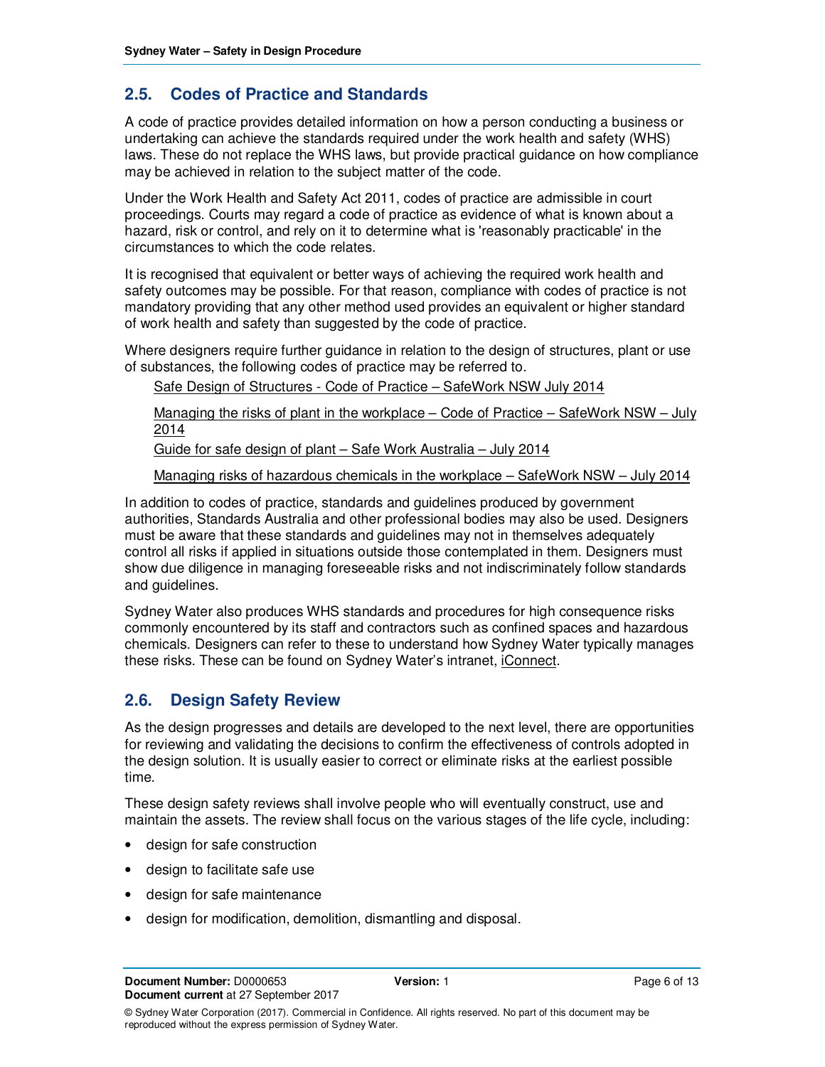## 2.5. Codes of Practice and Standards

A code of practice provides detailed information on how a person conducting a business or undertaking can achieve the standards required under the work health and safety (WHS) laws. These do not replace the WHS laws, but provide practical guidance on how compliance may be achieved in relation to the subject matter of the code.

Under the Work Health and Safety Act 2011, codes of practice are admissible in court proceedings. Courts may regard a code of practice as evidence of what is known about a hazard, risk or control, and rely on it to determine what is 'reasonably practicable' in the circumstances to which the code relates.

It is recognised that equivalent or better ways of achieving the required work health and safety outcomes may be possible. For that reason, compliance with codes of practice is not mandatory providing that any other method used provides an equivalent or higher standard of work health and safety than suggested by the code of practice.

Where designers require further guidance in relation to the design of structures, plant or use of substances, the following codes of practice may be referred to.

Safe Design of Structures - Code of Practice – SafeWork NSW July 2014

Managing the risks of plant in the workplace – Code of Practice – SafeWork NSW – July 2014

Guide for safe design of plant – Safe Work Australia – July 2014

Managing risks of hazardous chemicals in the workplace – SafeWork NSW – July 2014

In addition to codes of practice, standards and guidelines produced by government authorities, Standards Australia and other professional bodies may also be used. Designers must be aware that these standards and guidelines may not in themselves adequately control all risks if applied in situations outside those contemplated in them. Designers must show due diligence in managing foreseeable risks and not indiscriminately follow standards and guidelines.

Sydney Water also produces WHS standards and procedures for high consequence risks commonly encountered by its staff and contractors such as confined spaces and hazardous chemicals. Designers can refer to these to understand how Sydney Water typically manages these risks. These can be found on Sydney Water's intranet, iConnect.

## 2.6. Design Safety Review

As the design progresses and details are developed to the next level, there are opportunities for reviewing and validating the decisions to confirm the effectiveness of controls adopted in the design solution. It is usually easier to correct or eliminate risks at the earliest possible time.

These design safety reviews shall involve people who will eventually construct, use and maintain the assets. The review shall focus on the various stages of the life cycle, including:

- design for safe construction
- design to facilitate safe use
- design for safe maintenance
- design for modification, demolition, dismantling and disposal.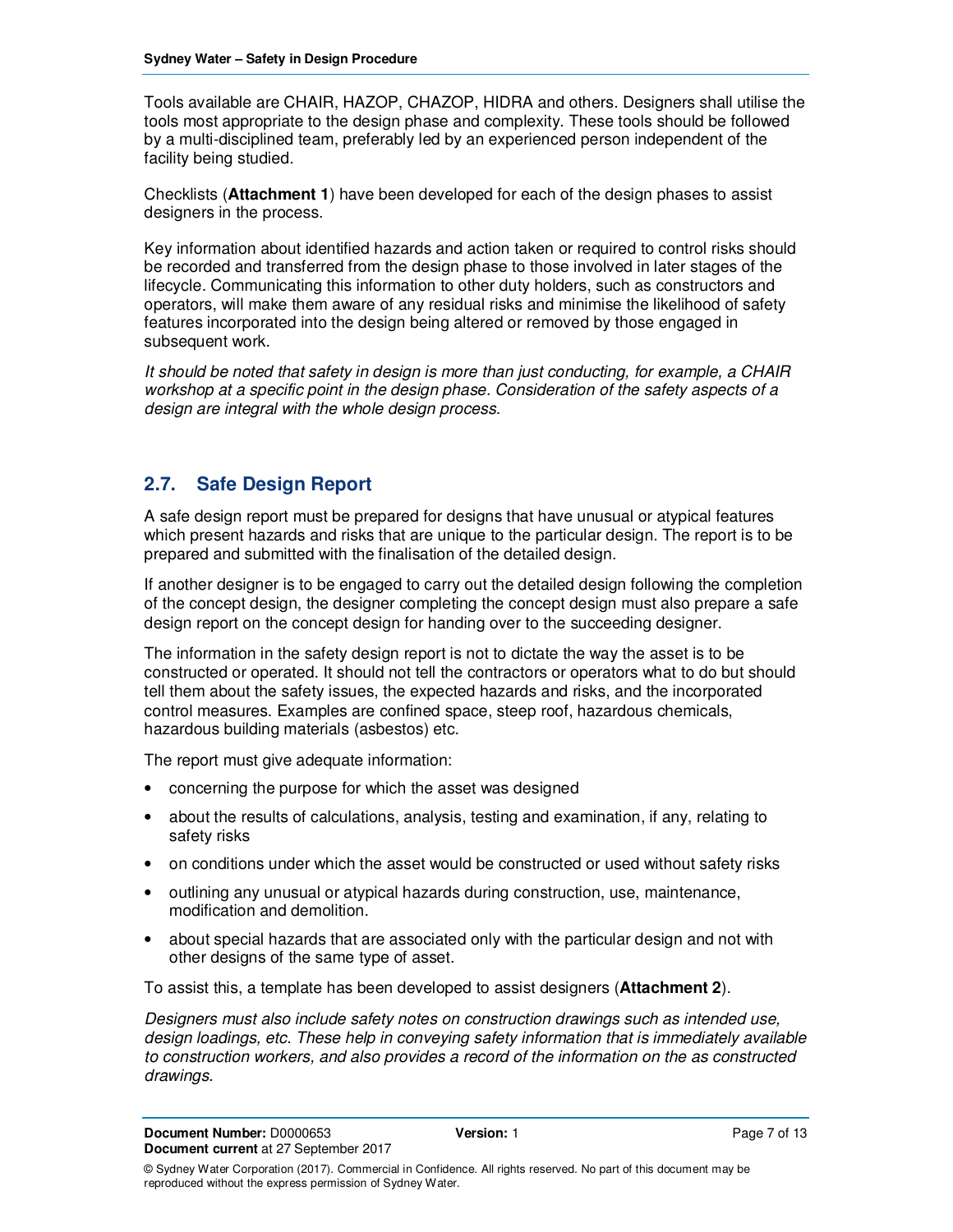Tools available are CHAIR, HAZOP, CHAZOP, HIDRA and others. Designers shall utilise the tools most appropriate to the design phase and complexity. These tools should be followed by a multi-disciplined team, preferably led by an experienced person independent of the facility being studied.

Checklists (**Attachment 1**) have been developed for each of the design phases to assist designers in the process.

Key information about identified hazards and action taken or required to control risks should be recorded and transferred from the design phase to those involved in later stages of the lifecycle. Communicating this information to other duty holders, such as constructors and operators, will make them aware of any residual risks and minimise the likelihood of safety features incorporated into the design being altered or removed by those engaged in subsequent work.

*It should be noted that safety in design is more than just conducting, for example, a CHAIR workshop at a specific point in the design phase. Consideration of the safety aspects of a design are integral with the whole design process.*

## 2.7. Safe Design Report

A safe design report must be prepared for designs that have unusual or atypical features which present hazards and risks that are unique to the particular design. The report is to be prepared and submitted with the finalisation of the detailed design.

If another designer is to be engaged to carry out the detailed design following the completion of the concept design, the designer completing the concept design must also prepare a safe design report on the concept design for handing over to the succeeding designer.

The information in the safety design report is not to dictate the way the asset is to be constructed or operated. It should not tell the contractors or operators what to do but should tell them about the safety issues, the expected hazards and risks, and the incorporated control measures. Examples are confined space, steep roof, hazardous chemicals, hazardous building materials (asbestos) etc.

The report must give adequate information:

- concerning the purpose for which the asset was designed
- about the results of calculations, analysis, testing and examination, if any, relating to safety risks
- on conditions under which the asset would be constructed or used without safety risks
- outlining any unusual or atypical hazards during construction, use, maintenance, modification and demolition.
- about special hazards that are associated only with the particular design and not with other designs of the same type of asset.

To assist this, a template has been developed to assist designers (**Attachment 2**).

*Designers must also include safety notes on construction drawings such as intended use, design loadings, etc. These help in conveying safety information that is immediately available to construction workers, and also provides a record of the information on the as constructed drawings.*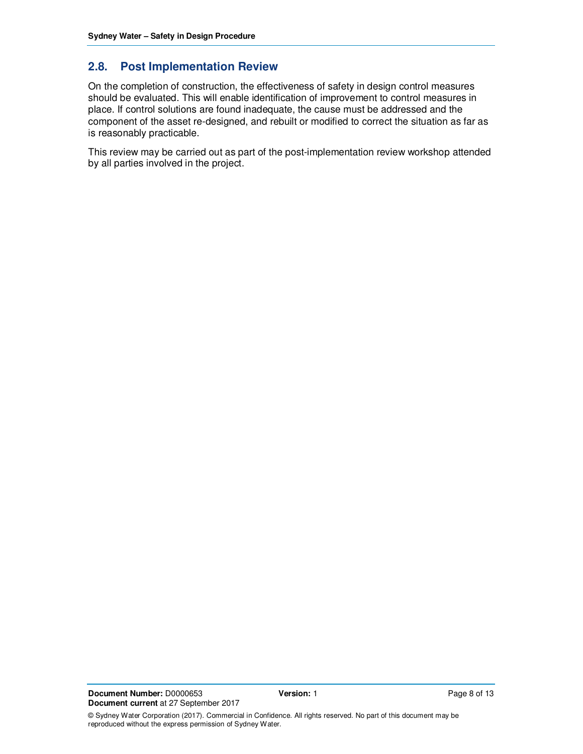## 2.8. Post Implementation Review

On the completion of construction, the effectiveness of safety in design control measures should be evaluated. This will enable identification of improvement to control measures in place. If control solutions are found inadequate, the cause must be addressed and the component of the asset re-designed, and rebuilt or modified to correct the situation as far as is reasonably practicable.

This review may be carried out as part of the post-implementation review workshop attended by all parties involved in the project.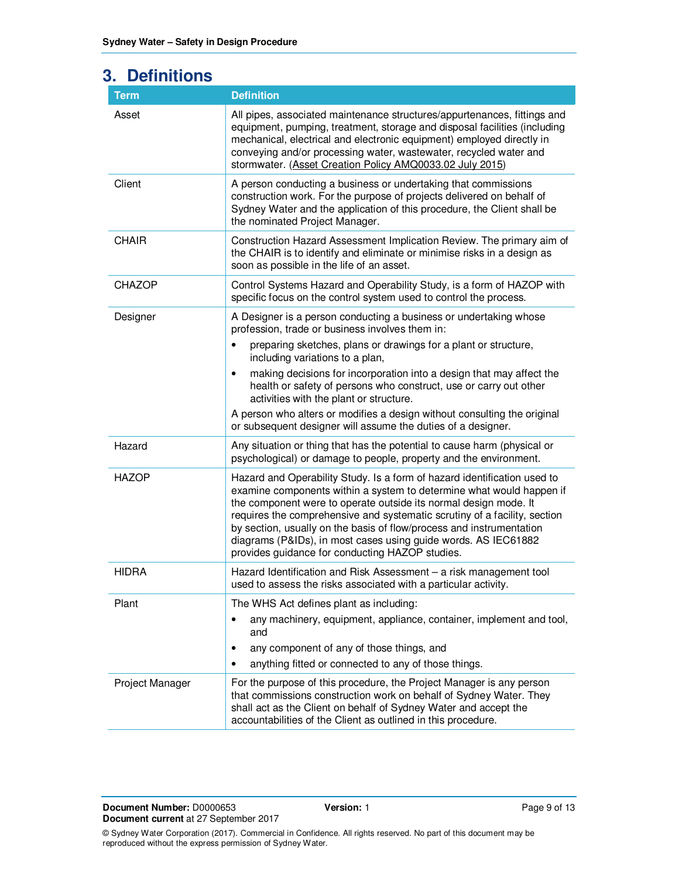# 3. Definitions

| Term | Definition |
|---|---|
| Asset | All pipes, associated maintenance structures/appurtenances, fittings and equipment, pumping, treatment, storage and disposal facilities (including mechanical, electrical and electronic equipment) employed directly in conveying and/or processing water, wastewater, recycled water and stormwater. (Asset Creation Policy AMQ0033.02 July 2015) |
| Client | A person conducting a business or undertaking that commissions construction work. For the purpose of projects delivered on behalf of Sydney Water and the application of this procedure, the Client shall be the nominated Project Manager. |
| CHAIR | Construction Hazard Assessment Implication Review. The primary aim of the CHAIR is to identify and eliminate or minimise risks in a design as soon as possible in the life of an asset. |
| CHAZOP | Control Systems Hazard and Operability Study, is a form of HAZOP with specific focus on the control system used to control the process. |
| Designer | A Designer is a person conducting a business or undertaking whose profession, trade or business involves them in:<br>• preparing sketches, plans or drawings for a plant or structure, including variations to a plan,<br>• making decisions for incorporation into a design that may affect the health or safety of persons who construct, use or carry out other activities with the plant or structure.<br>A person who alters or modifies a design without consulting the original or subsequent designer will assume the duties of a designer. |
| Hazard | Any situation or thing that has the potential to cause harm (physical or psychological) or damage to people, property and the environment. |
| HAZOP | Hazard and Operability Study. Is a form of hazard identification used to examine components within a system to determine what would happen if the component were to operate outside its normal design mode. It requires the comprehensive and systematic scrutiny of a facility, section by section, usually on the basis of flow/process and instrumentation diagrams (P&IDs), in most cases using guide words. AS IEC61882 provides guidance for conducting HAZOP studies. |
| HIDRA | Hazard Identification and Risk Assessment – a risk management tool used to assess the risks associated with a particular activity. |
| Plant | The WHS Act defines plant as including:<br>• any machinery, equipment, appliance, container, implement and tool, and<br>• any component of any of those things, and<br>• anything fitted or connected to any of those things. |
| Project Manager | For the purpose of this procedure, the Project Manager is any person that commissions construction work on behalf of Sydney Water. They shall act as the Client on behalf of Sydney Water and accept the accountabilities of the Client as outlined in this procedure. |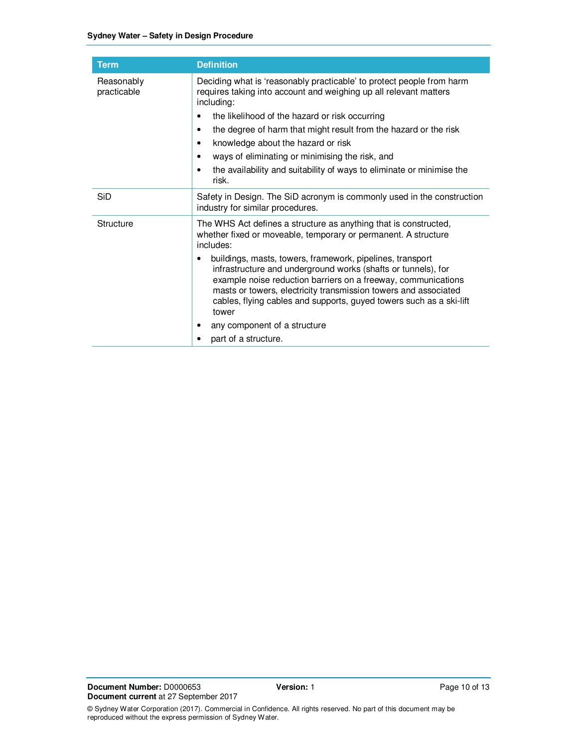| Term | Definition |
|---|---|
| Reasonably practicable | Deciding what is 'reasonably practicable' to protect people from harm requires taking into account and weighing up all relevant matters including:<br>• the likelihood of the hazard or risk occurring<br>• the degree of harm that might result from the hazard or the risk<br>• knowledge about the hazard or risk<br>• ways of eliminating or minimising the risk, and<br>• the availability and suitability of ways to eliminate or minimise the risk. |
| SiD | Safety in Design. The SiD acronym is commonly used in the construction industry for similar procedures. |
| Structure | The WHS Act defines a structure as anything that is constructed, whether fixed or moveable, temporary or permanent. A structure includes:<br>• buildings, masts, towers, framework, pipelines, transport infrastructure and underground works (shafts or tunnels), for example noise reduction barriers on a freeway, communications masts or towers, electricity transmission towers and associated cables, flying cables and supports, guyed towers such as a ski-lift tower<br>• any component of a structure<br>• part of a structure. |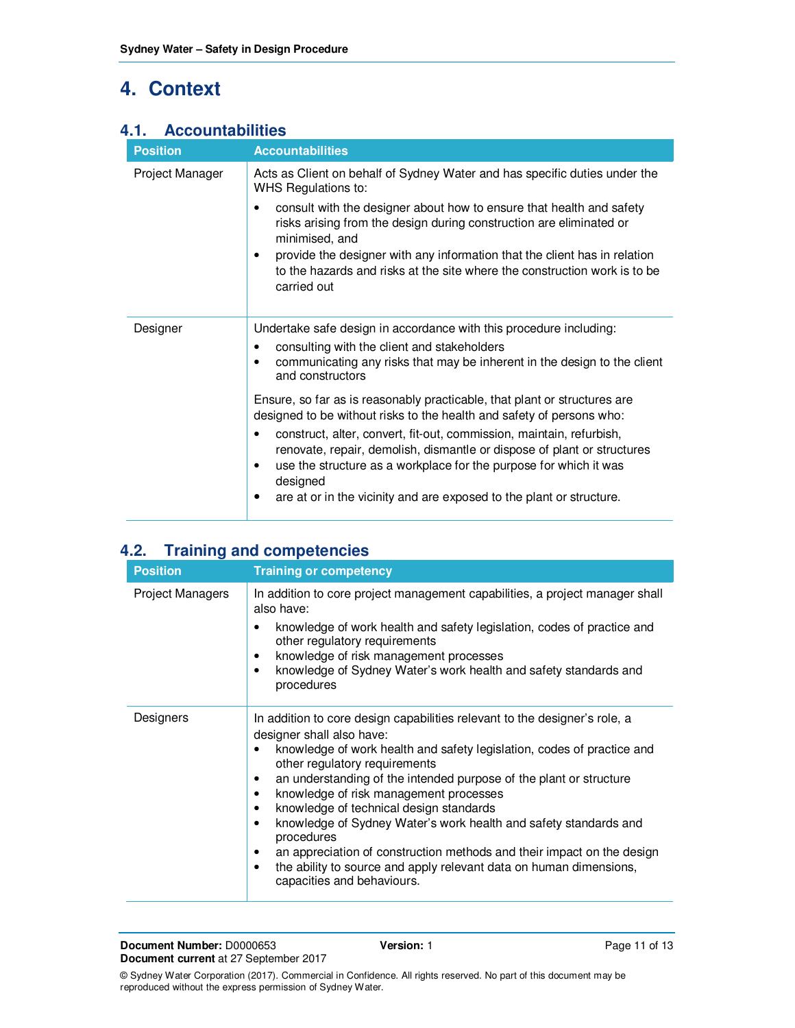# 4. Context

## 4.1. Accountabilities

| Position | Accountabilities |
|---|---|
| Project Manager | Acts as Client on behalf of Sydney Water and has specific duties under the WHS Regulations to:<br>• consult with the designer about how to ensure that health and safety risks arising from the design during construction are eliminated or minimised, and<br>• provide the designer with any information that the client has in relation to the hazards and risks at the site where the construction work is to be carried out |
| Designer | Undertake safe design in accordance with this procedure including:<br>• consulting with the client and stakeholders<br>• communicating any risks that may be inherent in the design to the client and constructors<br><br>Ensure, so far as is reasonably practicable, that plant or structures are designed to be without risks to the health and safety of persons who:<br>• construct, alter, convert, fit-out, commission, maintain, refurbish, renovate, repair, demolish, dismantle or dispose of plant or structures<br>• use the structure as a workplace for the purpose for which it was designed<br>• are at or in the vicinity and are exposed to the plant or structure. |

## 4.2. Training and competencies

| Position | Training or competency |
|---|---|
| Project Managers | In addition to core project management capabilities, a project manager shall also have:<br>• knowledge of work health and safety legislation, codes of practice and other regulatory requirements<br>• knowledge of risk management processes<br>• knowledge of Sydney Water's work health and safety standards and procedures |
| Designers | In addition to core design capabilities relevant to the designer's role, a designer shall also have:<br>• knowledge of work health and safety legislation, codes of practice and other regulatory requirements<br>• an understanding of the intended purpose of the plant or structure<br>• knowledge of risk management processes<br>• knowledge of technical design standards<br>• knowledge of Sydney Water's work health and safety standards and procedures<br>• an appreciation of construction methods and their impact on the design<br>• the ability to source and apply relevant data on human dimensions, capacities and behaviours. |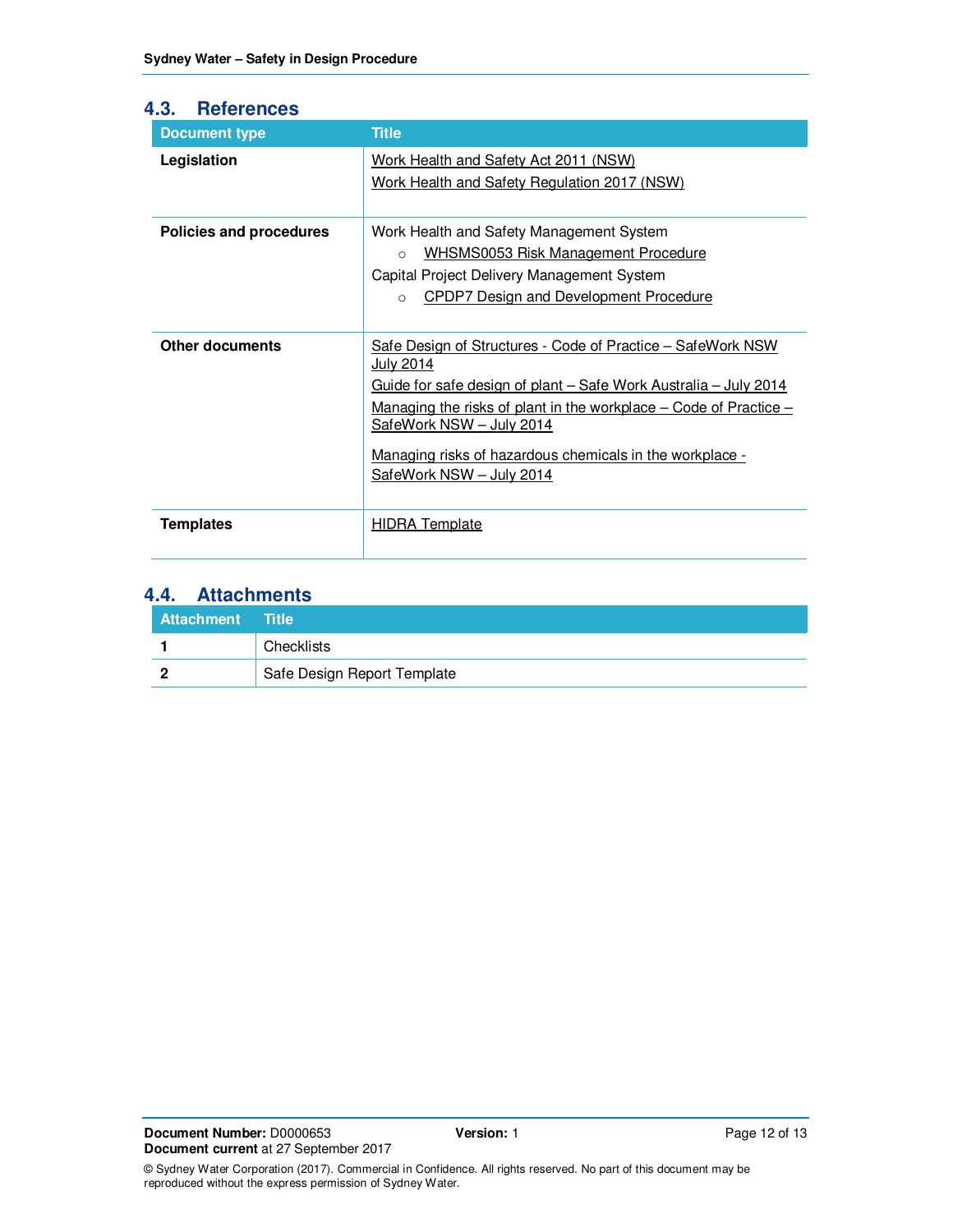## 4.3. References

| Document type | Title |
|---|---|
| **Legislation** | Work Health and Safety Act 2011 (NSW)<br>Work Health and Safety Regulation 2017 (NSW) |
| **Policies and procedures** | Work Health and Safety Management System<br>○ WHSMS0053 Risk Management Procedure<br>Capital Project Delivery Management System<br>○ CPDP7 Design and Development Procedure |
| **Other documents** | Safe Design of Structures - Code of Practice – SafeWork NSW July 2014<br>Guide for safe design of plant – Safe Work Australia – July 2014<br>Managing the risks of plant in the workplace – Code of Practice – SafeWork NSW – July 2014<br>Managing risks of hazardous chemicals in the workplace - SafeWork NSW – July 2014 |
| **Templates** | HIDRA Template |

## 4.4. Attachments

| Attachment | Title |
|---|---|
| **1** | Checklists |
| **2** | Safe Design Report Template |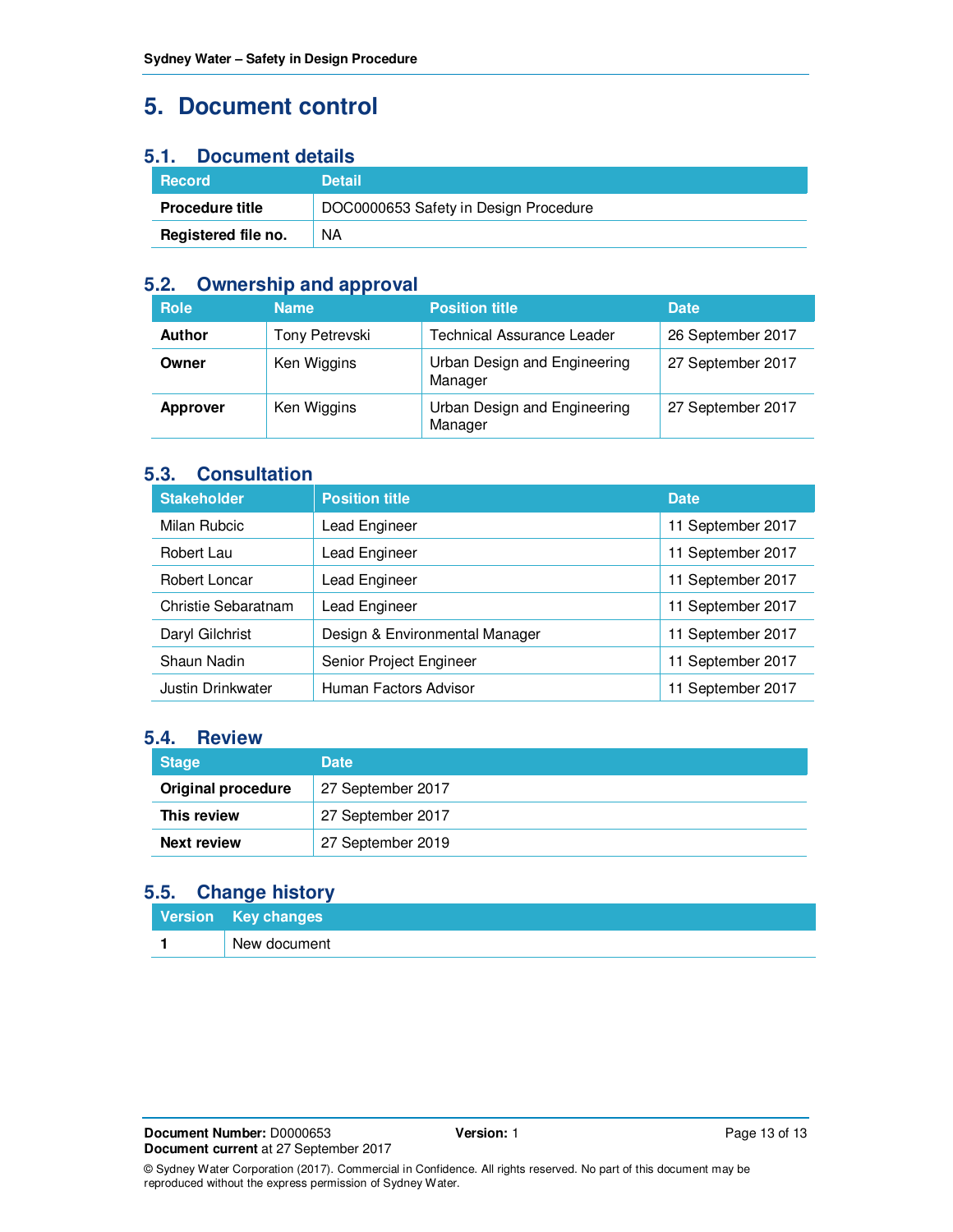# 5. Document control

## 5.1. Document details

| Record | Detail |
| --- | --- |
| **Procedure title** | DOC0000653 Safety in Design Procedure |
| **Registered file no.** | NA |

## 5.2. Ownership and approval

| Role | Name | Position title | Date |
| --- | --- | --- | --- |
| **Author** | Tony Petrevski | Technical Assurance Leader | 26 September 2017 |
| **Owner** | Ken Wiggins | Urban Design and Engineering Manager | 27 September 2017 |
| **Approver** | Ken Wiggins | Urban Design and Engineering Manager | 27 September 2017 |

## 5.3. Consultation

| Stakeholder | Position title | Date |
| --- | --- | --- |
| Milan Rubcic | Lead Engineer | 11 September 2017 |
| Robert Lau | Lead Engineer | 11 September 2017 |
| Robert Loncar | Lead Engineer | 11 September 2017 |
| Christie Sebaratnam | Lead Engineer | 11 September 2017 |
| Daryl Gilchrist | Design & Environmental Manager | 11 September 2017 |
| Shaun Nadin | Senior Project Engineer | 11 September 2017 |
| Justin Drinkwater | Human Factors Advisor | 11 September 2017 |

## 5.4. Review

| Stage | Date |
| --- | --- |
| **Original procedure** | 27 September 2017 |
| **This review** | 27 September 2017 |
| **Next review** | 27 September 2019 |

## 5.5. Change history

| Version | Key changes |
| --- | --- |
| **1** | New document |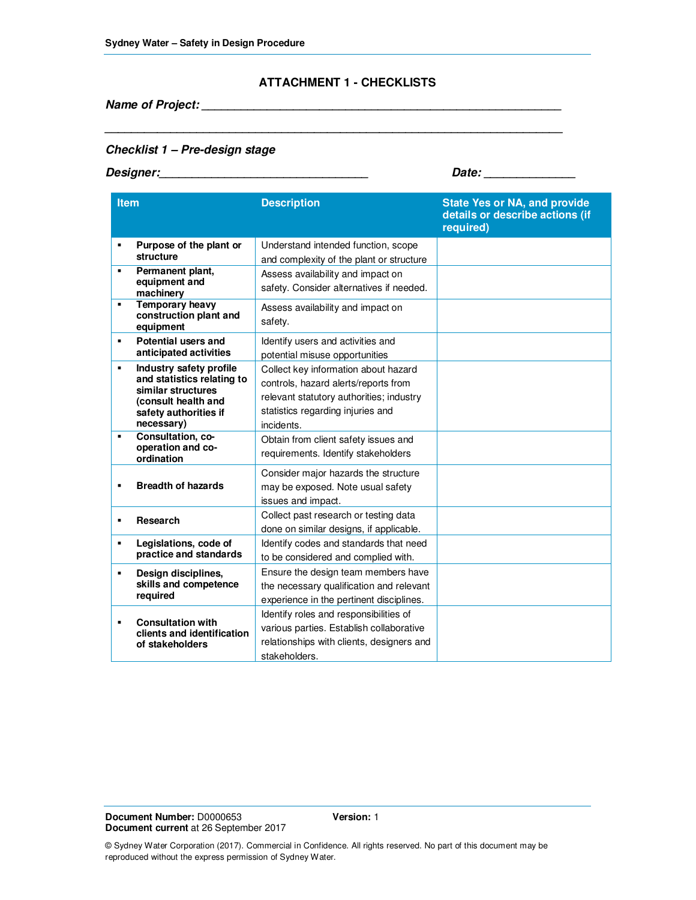## ATTACHMENT 1 - CHECKLISTS

***Name of Project:*** ____________________________________________________________

______________________________________________________________________________

### *Checklist 1 – Pre-design stage*

***Designer:***_________________________________ ***Date:*** ______________

| Item | Description | State Yes or NA, and provide details or describe actions (if required) |
|---|---|---|
| ▪ **Purpose of the plant or structure** | Understand intended function, scope and complexity of the plant or structure | |
| ▪ **Permanent plant, equipment and machinery** | Assess availability and impact on safety. Consider alternatives if needed. | |
| ▪ **Temporary heavy construction plant and equipment** | Assess availability and impact on safety. | |
| ▪ **Potential users and anticipated activities** | Identify users and activities and potential misuse opportunities | |
| ▪ **Industry safety profile and statistics relating to similar structures (consult health and safety authorities if necessary)** | Collect key information about hazard controls, hazard alerts/reports from relevant statutory authorities; industry statistics regarding injuries and incidents. | |
| ▪ **Consultation, co-operation and co-ordination** | Obtain from client safety issues and requirements. Identify stakeholders | |
| ▪ **Breadth of hazards** | Consider major hazards the structure may be exposed. Note usual safety issues and impact. | |
| ▪ **Research** | Collect past research or testing data done on similar designs, if applicable. | |
| ▪ **Legislations, code of practice and standards** | Identify codes and standards that need to be considered and complied with. | |
| ▪ **Design disciplines, skills and competence required** | Ensure the design team members have the necessary qualification and relevant experience in the pertinent disciplines. | |
| ▪ **Consultation with clients and identification of stakeholders** | Identify roles and responsibilities of various parties. Establish collaborative relationships with clients, designers and stakeholders. | |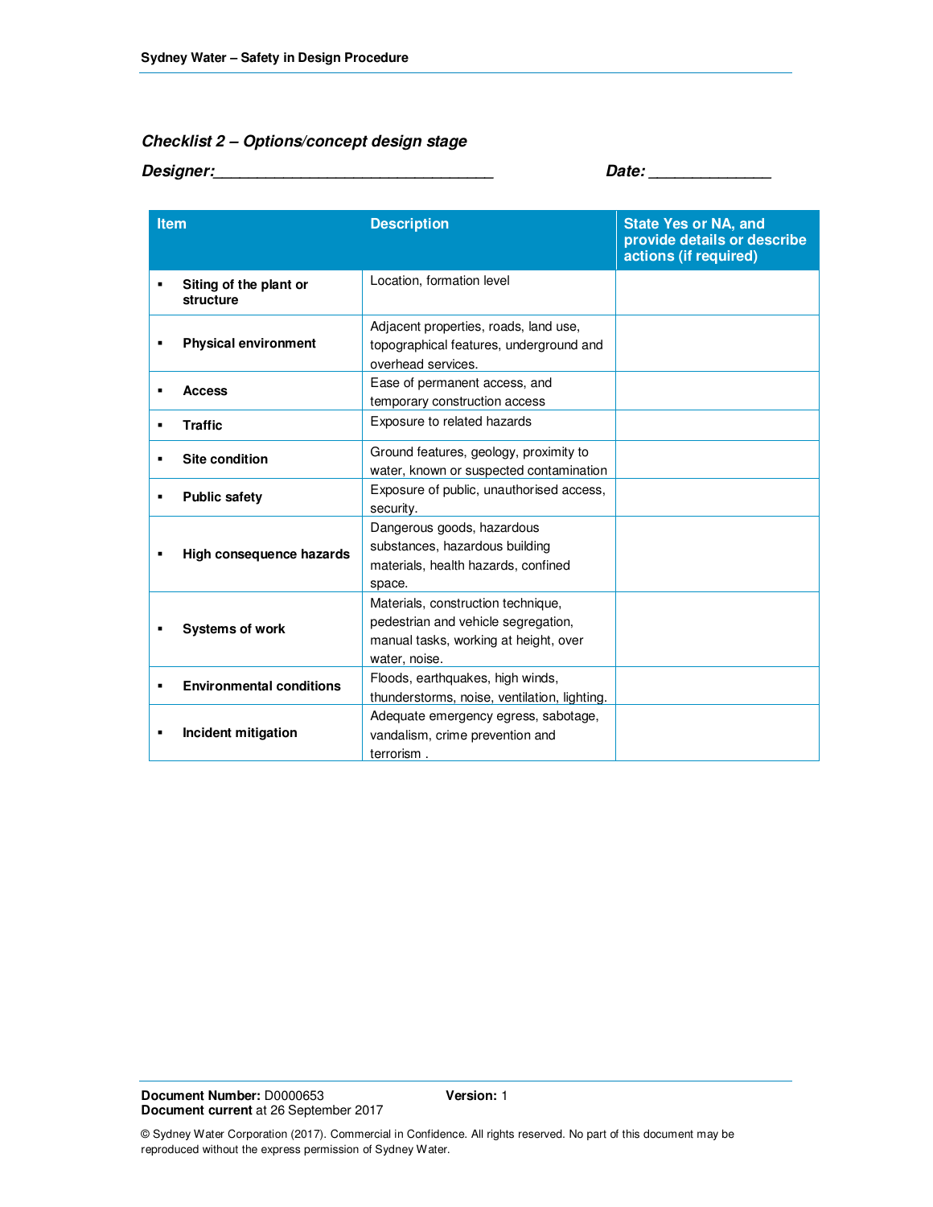### *Checklist 2 – Options/concept design stage*

***Designer:*\_\_\_\_\_\_\_\_\_\_\_\_\_\_\_\_\_\_\_\_\_\_\_\_\_\_\_\_\_\_\_\_\_** **_Date:_ \_\_\_\_\_\_\_\_\_\_\_\_\_\_**

| Item | Description | State Yes or NA, and provide details or describe actions (if required) |
|---|---|---|
| ▪ **Siting of the plant or structure** | Location, formation level | |
| ▪ **Physical environment** | Adjacent properties, roads, land use, topographical features, underground and overhead services. | |
| ▪ **Access** | Ease of permanent access, and temporary construction access | |
| ▪ **Traffic** | Exposure to related hazards | |
| ▪ **Site condition** | Ground features, geology, proximity to water, known or suspected contamination | |
| ▪ **Public safety** | Exposure of public, unauthorised access, security. | |
| ▪ **High consequence hazards** | Dangerous goods, hazardous substances, hazardous building materials, health hazards, confined space. | |
| ▪ **Systems of work** | Materials, construction technique, pedestrian and vehicle segregation, manual tasks, working at height, over water, noise. | |
| ▪ **Environmental conditions** | Floods, earthquakes, high winds, thunderstorms, noise, ventilation, lighting. | |
| ▪ **Incident mitigation** | Adequate emergency egress, sabotage, vandalism, crime prevention and terrorism . | |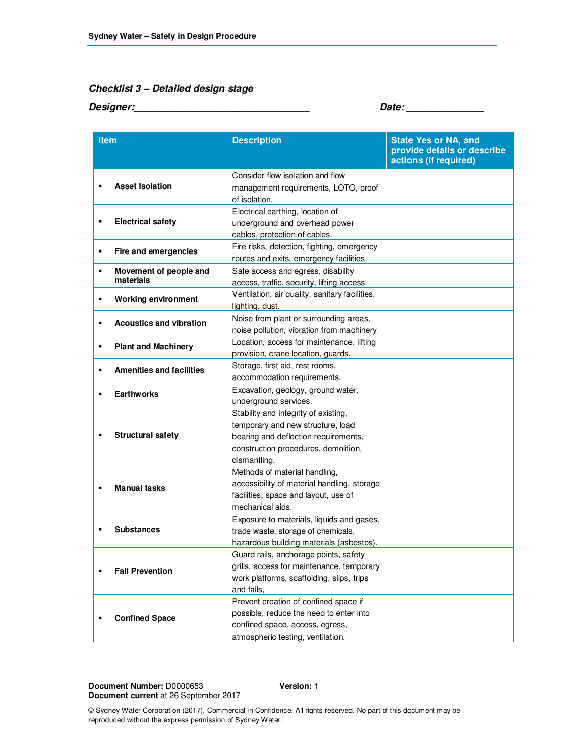### *Checklist 3 – Detailed design stage*

***Designer:*\_\_\_\_\_\_\_\_\_\_\_\_\_\_\_\_\_\_\_\_\_\_\_\_\_\_\_\_\_\_\_\_** ***Date:* \_\_\_\_\_\_\_\_\_\_\_\_\_\_**

| Item | Description | State Yes or NA, and provide details or describe actions (if required) |
|---|---|---|
| ▪ **Asset Isolation** | Consider flow isolation and flow management requirements, LOTO, proof of isolation. | |
| ▪ **Electrical safety** | Electrical earthing, location of underground and overhead power cables, protection of cables. | |
| ▪ **Fire and emergencies** | Fire risks, detection, fighting, emergency routes and exits, emergency facilities | |
| ▪ **Movement of people and materials** | Safe access and egress, disability access, traffic, security, lifting access | |
| ▪ **Working environment** | Ventilation, air quality, sanitary facilities, lighting, dust. | |
| ▪ **Acoustics and vibration** | Noise from plant or surrounding areas, noise pollution, vibration from machinery | |
| ▪ **Plant and Machinery** | Location, access for maintenance, lifting provision, crane location, guards. | |
| ▪ **Amenities and facilities** | Storage, first aid, rest rooms, accommodation requirements. | |
| ▪ **Earthworks** | Excavation, geology, ground water, underground services. | |
| ▪ **Structural safety** | Stability and integrity of existing, temporary and new structure, load bearing and deflection requirements, construction procedures, demolition, dismantling. | |
| ▪ **Manual tasks** | Methods of material handling, accessibility of material handling, storage facilities, space and layout, use of mechanical aids. | |
| ▪ **Substances** | Exposure to materials, liquids and gases, trade waste, storage of chemicals, hazardous building materials (asbestos). | |
| ▪ **Fall Prevention** | Guard rails, anchorage points, safety grills, access for maintenance, temporary work platforms, scaffolding, slips, trips and falls, | |
| ▪ **Confined Space** | Prevent creation of confined space if possible, reduce the need to enter into confined space, access, egress, atmospheric testing, ventilation. | |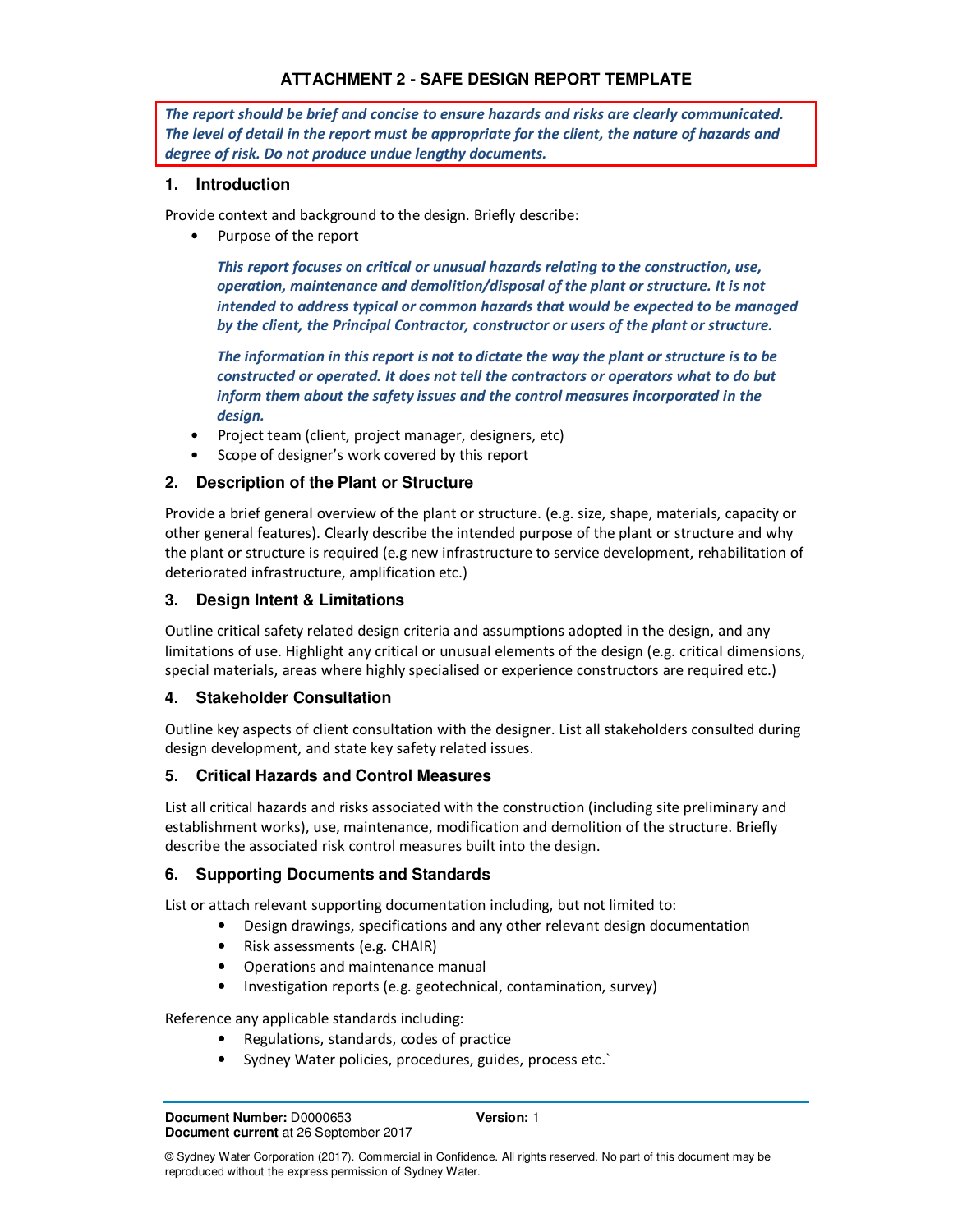# ATTACHMENT 2 - SAFE DESIGN REPORT TEMPLATE

***The report should be brief and concise to ensure hazards and risks are clearly communicated. The level of detail in the report must be appropriate for the client, the nature of hazards and degree of risk. Do not produce undue lengthy documents.***

## 1. Introduction

Provide context and background to the design. Briefly describe:

- Purpose of the report

  ***This report focuses on critical or unusual hazards relating to the construction, use, operation, maintenance and demolition/disposal of the plant or structure. It is not intended to address typical or common hazards that would be expected to be managed by the client, the Principal Contractor, constructor or users of the plant or structure.***

  ***The information in this report is not to dictate the way the plant or structure is to be constructed or operated. It does not tell the contractors or operators what to do but inform them about the safety issues and the control measures incorporated in the design.***

- Project team (client, project manager, designers, etc)
- Scope of designer's work covered by this report

## 2. Description of the Plant or Structure

Provide a brief general overview of the plant or structure. (e.g. size, shape, materials, capacity or other general features). Clearly describe the intended purpose of the plant or structure and why the plant or structure is required (e.g new infrastructure to service development, rehabilitation of deteriorated infrastructure, amplification etc.)

## 3. Design Intent & Limitations

Outline critical safety related design criteria and assumptions adopted in the design, and any limitations of use. Highlight any critical or unusual elements of the design (e.g. critical dimensions, special materials, areas where highly specialised or experience constructors are required etc.)

## 4. Stakeholder Consultation

Outline key aspects of client consultation with the designer. List all stakeholders consulted during design development, and state key safety related issues.

## 5. Critical Hazards and Control Measures

List all critical hazards and risks associated with the construction (including site preliminary and establishment works), use, maintenance, modification and demolition of the structure. Briefly describe the associated risk control measures built into the design.

## 6. Supporting Documents and Standards

List or attach relevant supporting documentation including, but not limited to:

- Design drawings, specifications and any other relevant design documentation
- Risk assessments (e.g. CHAIR)
- Operations and maintenance manual
- Investigation reports (e.g. geotechnical, contamination, survey)

Reference any applicable standards including:

- Regulations, standards, codes of practice
- Sydney Water policies, procedures, guides, process etc.`